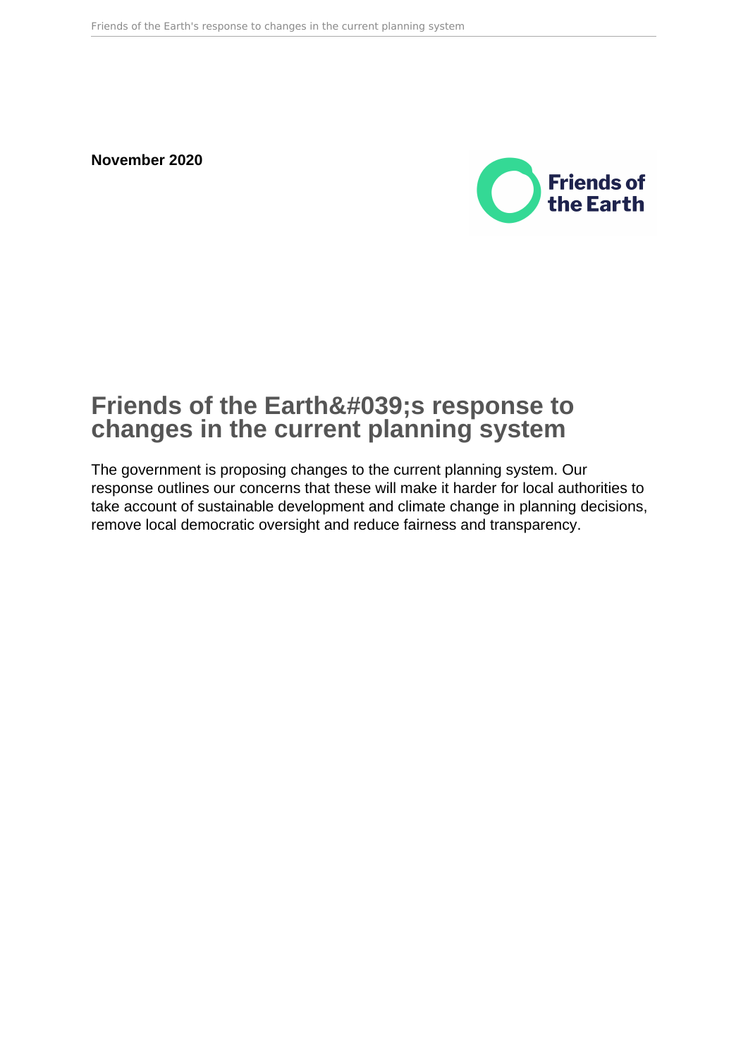**November 2020**

# Friends of the Earth&#039;s response to changes in the current planning system

The government is proposing changes to the current planning system. Our response outlines our concerns that these will make it harder for local authorities to take account of sustainable development and climate change in planning decisions, remove local democratic oversight and reduce fairness and transparency.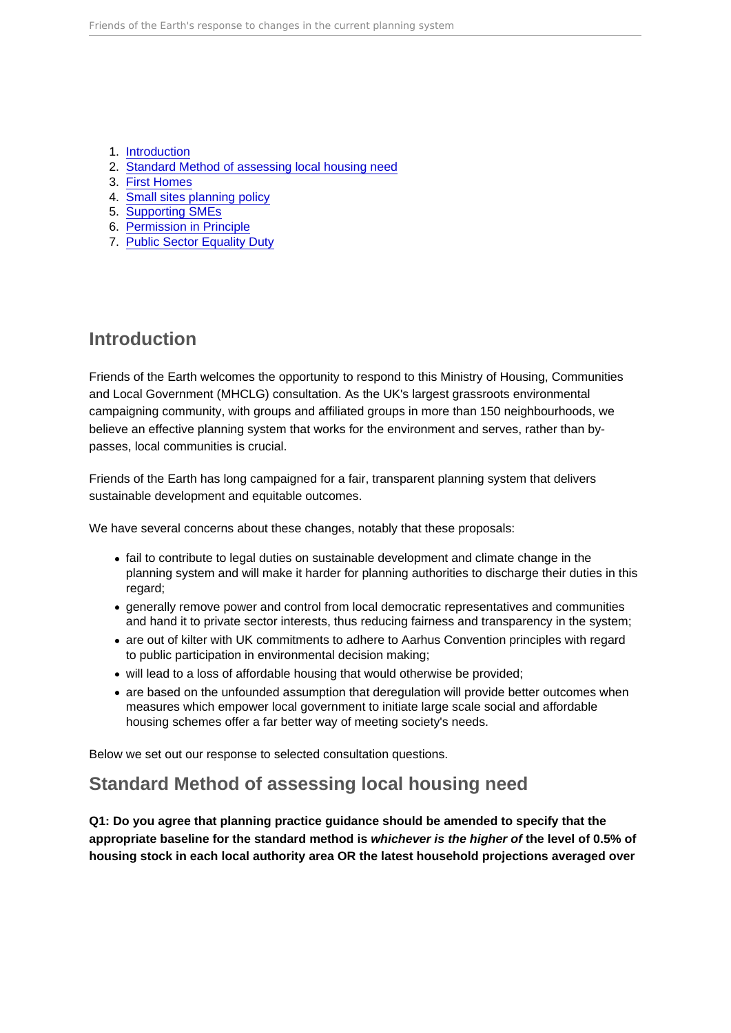1. [Introduction]
2. [Standard Method of assessing local housing need]
3. [First Homes]
4. [Small sites planning policy]
5. [Supporting SMEs]
6. [Permission in Principle]
7. [Public Sector Equality Duty]

## Introduction

Friends of the Earth welcomes the opportunity to respond to this Ministry of Housing, Communities and Local Government (MHCLG) consultation. As the UK's largest grassroots environmental campaigning community, with groups and affiliated groups in more than 150 neighbourhoods, we believe an effective planning system that works for the environment and serves, rather than by-passes, local communities is crucial.

Friends of the Earth has long campaigned for a fair, transparent planning system that delivers sustainable development and equitable outcomes.

We have several concerns about these changes, notably that these proposals:

- fail to contribute to legal duties on sustainable development and climate change in the planning system and will make it harder for planning authorities to discharge their duties in this regard;
- generally remove power and control from local democratic representatives and communities and hand it to private sector interests, thus reducing fairness and transparency in the system;
- are out of kilter with UK commitments to adhere to Aarhus Convention principles with regard to public participation in environmental decision making;
- will lead to a loss of affordable housing that would otherwise be provided;
- are based on the unfounded assumption that deregulation will provide better outcomes when measures which empower local government to initiate large scale social and affordable housing schemes offer a far better way of meeting society's needs.

Below we set out our response to selected consultation questions.

## Standard Method of assessing local housing need

**Q1: Do you agree that planning practice guidance should be amended to specify that the appropriate baseline for the standard method is *whichever is the higher of* the level of 0.5% of housing stock in each local authority area OR the latest household projections averaged over**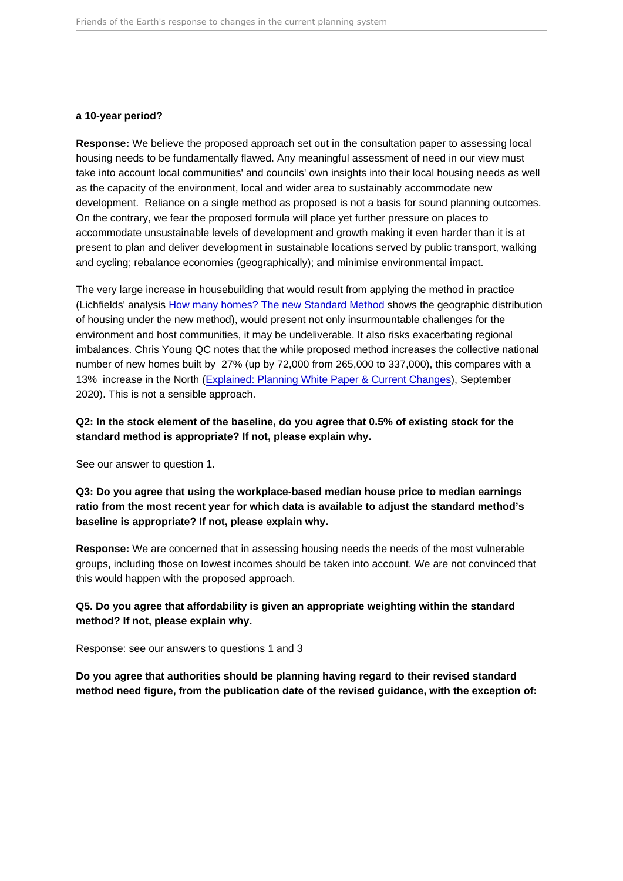**a 10-year period?**

**Response:** We believe the proposed approach set out in the consultation paper to assessing local housing needs to be fundamentally flawed. Any meaningful assessment of need in our view must take into account local communities' and councils' own insights into their local housing needs as well as the capacity of the environment, local and wider area to sustainably accommodate new development.  Reliance on a single method as proposed is not a basis for sound planning outcomes. On the contrary, we fear the proposed formula will place yet further pressure on places to accommodate unsustainable levels of development and growth making it even harder than it is at present to plan and deliver development in sustainable locations served by public transport, walking and cycling; rebalance economies (geographically); and minimise environmental impact.

The very large increase in housebuilding that would result from applying the method in practice (Lichfields' analysis How many homes? The new Standard Method shows the geographic distribution of housing under the new method), would present not only insurmountable challenges for the environment and host communities, it may be undeliverable. It also risks exacerbating regional imbalances. Chris Young QC notes that the while proposed method increases the collective national number of new homes built by  27% (up by 72,000 from 265,000 to 337,000), this compares with a 13%  increase in the North (Explained: Planning White Paper & Current Changes), September 2020). This is not a sensible approach.

**Q2: In the stock element of the baseline, do you agree that 0.5% of existing stock for the standard method is appropriate? If not, please explain why.**

See our answer to question 1.

**Q3: Do you agree that using the workplace-based median house price to median earnings ratio from the most recent year for which data is available to adjust the standard method's baseline is appropriate? If not, please explain why.**

**Response:** We are concerned that in assessing housing needs the needs of the most vulnerable groups, including those on lowest incomes should be taken into account. We are not convinced that this would happen with the proposed approach.

**Q5. Do you agree that affordability is given an appropriate weighting within the standard method? If not, please explain why.**

Response: see our answers to questions 1 and 3

**Do you agree that authorities should be planning having regard to their revised standard method need figure, from the publication date of the revised guidance, with the exception of:**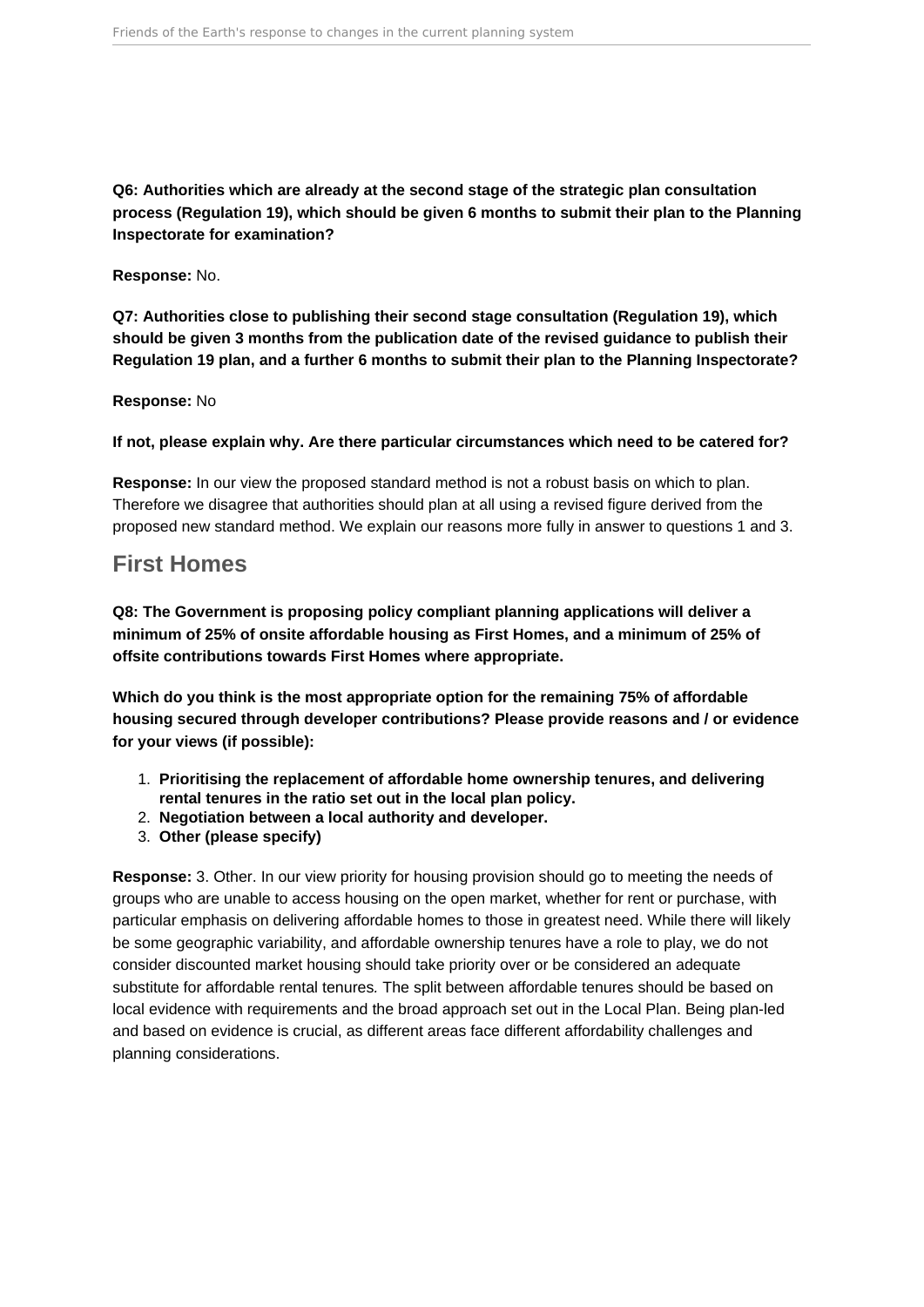**Q6: Authorities which are already at the second stage of the strategic plan consultation process (Regulation 19), which should be given 6 months to submit their plan to the Planning Inspectorate for examination?**

**Response:** No.

**Q7: Authorities close to publishing their second stage consultation (Regulation 19), which should be given 3 months from the publication date of the revised guidance to publish their Regulation 19 plan, and a further 6 months to submit their plan to the Planning Inspectorate?**

**Response:** No

**If not, please explain why. Are there particular circumstances which need to be catered for?**

**Response:** In our view the proposed standard method is not a robust basis on which to plan. Therefore we disagree that authorities should plan at all using a revised figure derived from the proposed new standard method. We explain our reasons more fully in answer to questions 1 and 3.

## First Homes

**Q8: The Government is proposing policy compliant planning applications will deliver a minimum of 25% of onsite affordable housing as First Homes, and a minimum of 25% of offsite contributions towards First Homes where appropriate.**

**Which do you think is the most appropriate option for the remaining 75% of affordable housing secured through developer contributions? Please provide reasons and / or evidence for your views (if possible):**

1. **Prioritising the replacement of affordable home ownership tenures, and delivering rental tenures in the ratio set out in the local plan policy.**
2. **Negotiation between a local authority and developer.**
3. **Other (please specify)**

**Response:** 3. Other. In our view priority for housing provision should go to meeting the needs of groups who are unable to access housing on the open market, whether for rent or purchase, with particular emphasis on delivering affordable homes to those in greatest need. While there will likely be some geographic variability, and affordable ownership tenures have a role to play, we do not consider discounted market housing should take priority over or be considered an adequate substitute for affordable rental tenures. The split between affordable tenures should be based on local evidence with requirements and the broad approach set out in the Local Plan. Being plan-led and based on evidence is crucial, as different areas face different affordability challenges and planning considerations.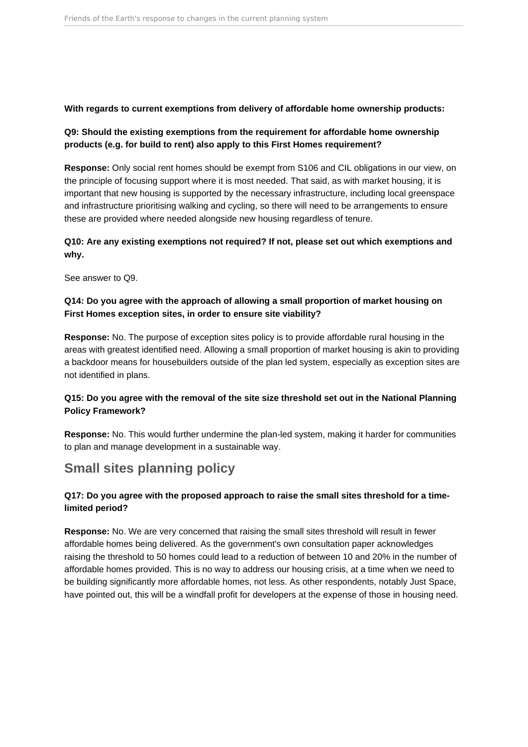**With regards to current exemptions from delivery of affordable home ownership products:**

**Q9: Should the existing exemptions from the requirement for affordable home ownership products (e.g. for build to rent) also apply to this First Homes requirement?**

**Response:** Only social rent homes should be exempt from S106 and CIL obligations in our view, on the principle of focusing support where it is most needed. That said, as with market housing, it is important that new housing is supported by the necessary infrastructure, including local greenspace and infrastructure prioritising walking and cycling, so there will need to be arrangements to ensure these are provided where needed alongside new housing regardless of tenure.

**Q10: Are any existing exemptions not required? If not, please set out which exemptions and why.**

See answer to Q9.

**Q14: Do you agree with the approach of allowing a small proportion of market housing on First Homes exception sites, in order to ensure site viability?**

**Response:** No. The purpose of exception sites policy is to provide affordable rural housing in the areas with greatest identified need. Allowing a small proportion of market housing is akin to providing a backdoor means for housebuilders outside of the plan led system, especially as exception sites are not identified in plans.

**Q15: Do you agree with the removal of the site size threshold set out in the National Planning Policy Framework?**

**Response:** No. This would further undermine the plan-led system, making it harder for communities to plan and manage development in a sustainable way.

## Small sites planning policy

**Q17: Do you agree with the proposed approach to raise the small sites threshold for a time-limited period?**

**Response:** No. We are very concerned that raising the small sites threshold will result in fewer affordable homes being delivered. As the government's own consultation paper acknowledges raising the threshold to 50 homes could lead to a reduction of between 10 and 20% in the number of affordable homes provided. This is no way to address our housing crisis, at a time when we need to be building significantly more affordable homes, not less. As other respondents, notably Just Space, have pointed out, this will be a windfall profit for developers at the expense of those in housing need.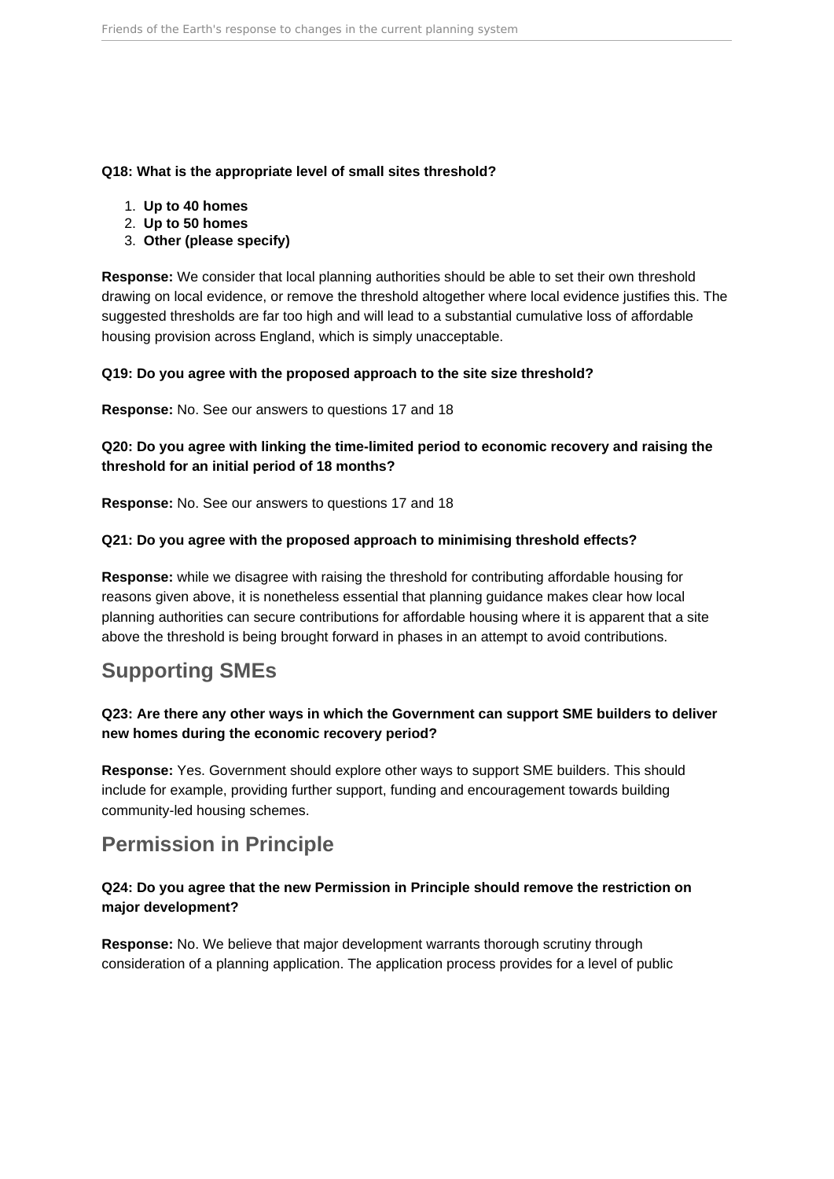**Q18: What is the appropriate level of small sites threshold?**

1. **Up to 40 homes**
2. **Up to 50 homes**
3. **Other (please specify)**

**Response:** We consider that local planning authorities should be able to set their own threshold drawing on local evidence, or remove the threshold altogether where local evidence justifies this. The suggested thresholds are far too high and will lead to a substantial cumulative loss of affordable housing provision across England, which is simply unacceptable.

**Q19: Do you agree with the proposed approach to the site size threshold?**

**Response:** No. See our answers to questions 17 and 18

**Q20: Do you agree with linking the time-limited period to economic recovery and raising the threshold for an initial period of 18 months?**

**Response:** No. See our answers to questions 17 and 18

**Q21: Do you agree with the proposed approach to minimising threshold effects?**

**Response:** while we disagree with raising the threshold for contributing affordable housing for reasons given above, it is nonetheless essential that planning guidance makes clear how local planning authorities can secure contributions for affordable housing where it is apparent that a site above the threshold is being brought forward in phases in an attempt to avoid contributions.

## Supporting SMEs

**Q23: Are there any other ways in which the Government can support SME builders to deliver new homes during the economic recovery period?**

**Response:** Yes. Government should explore other ways to support SME builders. This should include for example, providing further support, funding and encouragement towards building community-led housing schemes.

## Permission in Principle

**Q24: Do you agree that the new Permission in Principle should remove the restriction on major development?**

**Response:** No. We believe that major development warrants thorough scrutiny through consideration of a planning application. The application process provides for a level of public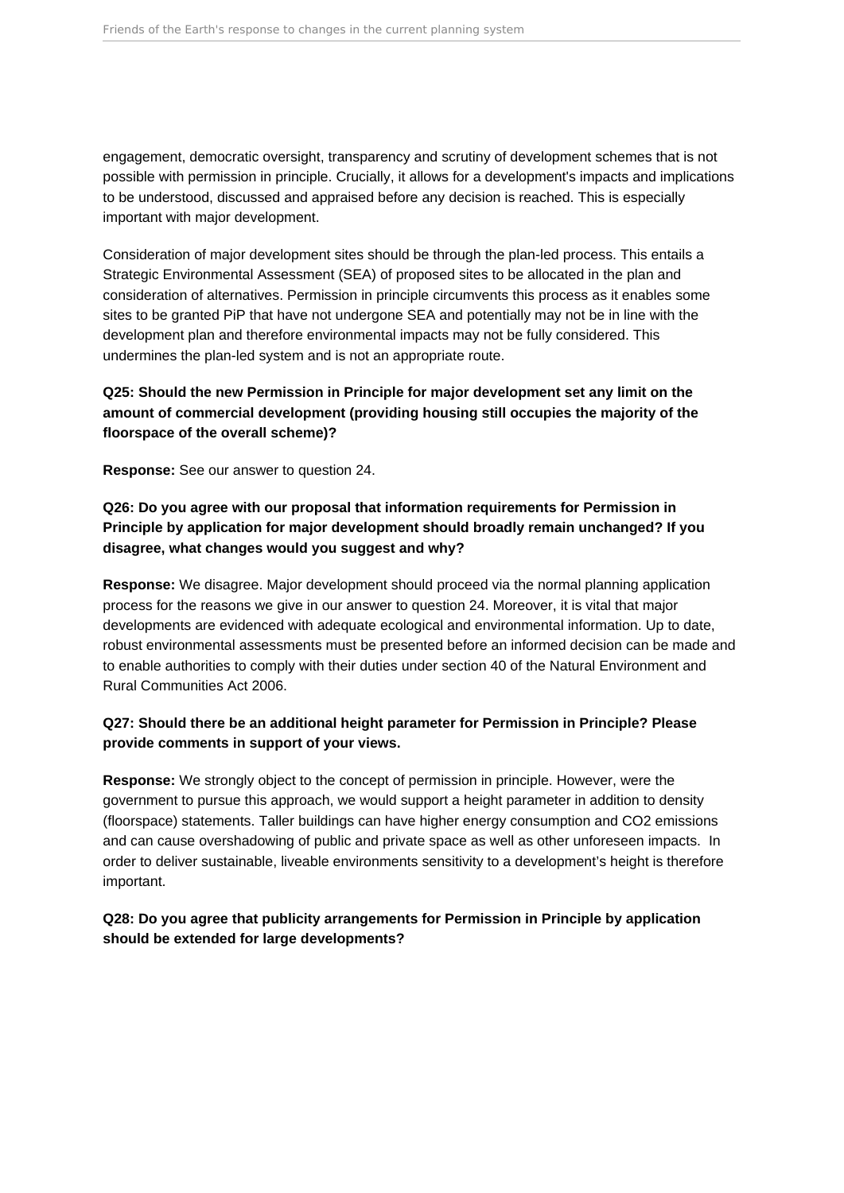engagement, democratic oversight, transparency and scrutiny of development schemes that is not possible with permission in principle. Crucially, it allows for a development's impacts and implications to be understood, discussed and appraised before any decision is reached. This is especially important with major development.

Consideration of major development sites should be through the plan-led process. This entails a Strategic Environmental Assessment (SEA) of proposed sites to be allocated in the plan and consideration of alternatives. Permission in principle circumvents this process as it enables some sites to be granted PiP that have not undergone SEA and potentially may not be in line with the development plan and therefore environmental impacts may not be fully considered. This undermines the plan-led system and is not an appropriate route.

**Q25: Should the new Permission in Principle for major development set any limit on the amount of commercial development (providing housing still occupies the majority of the floorspace of the overall scheme)?**

**Response:** See our answer to question 24.

**Q26: Do you agree with our proposal that information requirements for Permission in Principle by application for major development should broadly remain unchanged? If you disagree, what changes would you suggest and why?**

**Response:** We disagree. Major development should proceed via the normal planning application process for the reasons we give in our answer to question 24. Moreover, it is vital that major developments are evidenced with adequate ecological and environmental information. Up to date, robust environmental assessments must be presented before an informed decision can be made and to enable authorities to comply with their duties under section 40 of the Natural Environment and Rural Communities Act 2006.

**Q27: Should there be an additional height parameter for Permission in Principle? Please provide comments in support of your views.**

**Response:** We strongly object to the concept of permission in principle. However, were the government to pursue this approach, we would support a height parameter in addition to density (floorspace) statements. Taller buildings can have higher energy consumption and $CO_2$ emissions and can cause overshadowing of public and private space as well as other unforeseen impacts. In order to deliver sustainable, liveable environments sensitivity to a development's height is therefore important.

**Q28: Do you agree that publicity arrangements for Permission in Principle by application should be extended for large developments?**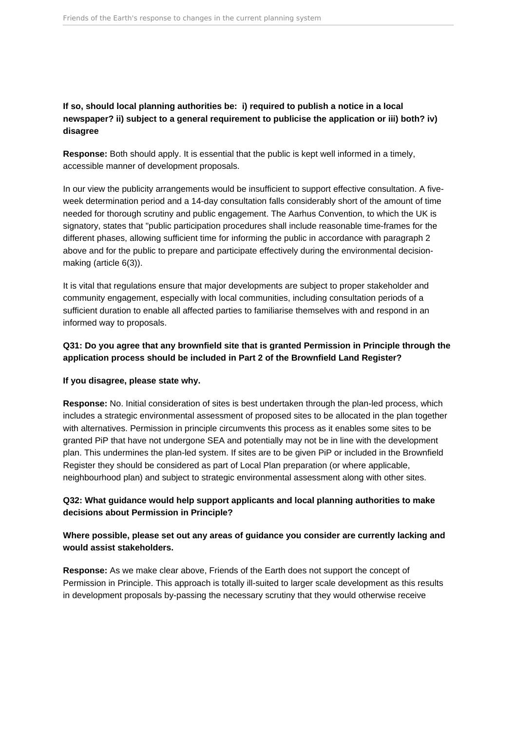**If so, should local planning authorities be: i) required to publish a notice in a local newspaper? ii) subject to a general requirement to publicise the application or iii) both? iv) disagree**

**Response:** Both should apply. It is essential that the public is kept well informed in a timely, accessible manner of development proposals.

In our view the publicity arrangements would be insufficient to support effective consultation. A five-week determination period and a 14-day consultation falls considerably short of the amount of time needed for thorough scrutiny and public engagement. The Aarhus Convention, to which the UK is signatory, states that "public participation procedures shall include reasonable time-frames for the different phases, allowing sufficient time for informing the public in accordance with paragraph 2 above and for the public to prepare and participate effectively during the environmental decision-making (article 6(3)).

It is vital that regulations ensure that major developments are subject to proper stakeholder and community engagement, especially with local communities, including consultation periods of a sufficient duration to enable all affected parties to familiarise themselves with and respond in an informed way to proposals.

**Q31: Do you agree that any brownfield site that is granted Permission in Principle through the application process should be included in Part 2 of the Brownfield Land Register?**

**If you disagree, please state why.**

**Response:** No. Initial consideration of sites is best undertaken through the plan-led process, which includes a strategic environmental assessment of proposed sites to be allocated in the plan together with alternatives. Permission in principle circumvents this process as it enables some sites to be granted PiP that have not undergone SEA and potentially may not be in line with the development plan. This undermines the plan-led system. If sites are to be given PiP or included in the Brownfield Register they should be considered as part of Local Plan preparation (or where applicable, neighbourhood plan) and subject to strategic environmental assessment along with other sites.

**Q32: What guidance would help support applicants and local planning authorities to make decisions about Permission in Principle?**

**Where possible, please set out any areas of guidance you consider are currently lacking and would assist stakeholders.**

**Response:** As we make clear above, Friends of the Earth does not support the concept of Permission in Principle. This approach is totally ill-suited to larger scale development as this results in development proposals by-passing the necessary scrutiny that they would otherwise receive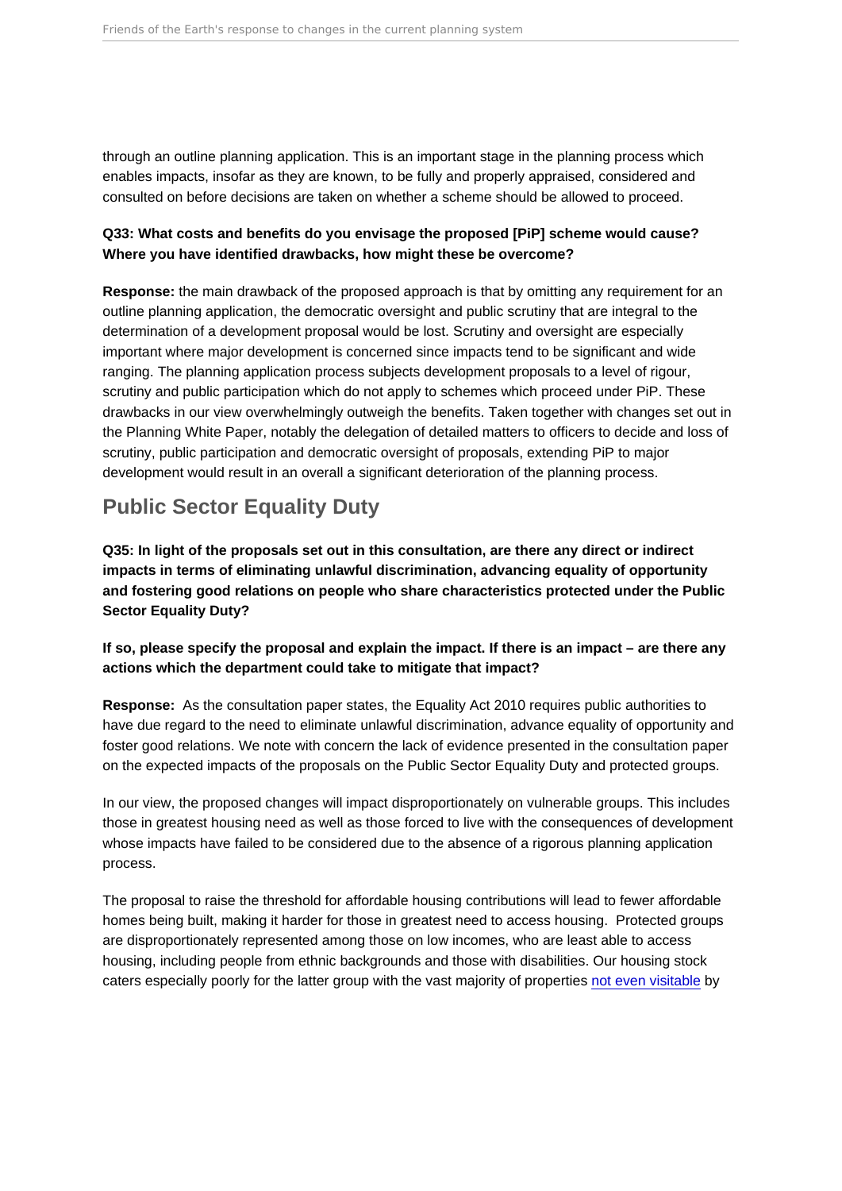through an outline planning application. This is an important stage in the planning process which enables impacts, insofar as they are known, to be fully and properly appraised, considered and consulted on before decisions are taken on whether a scheme should be allowed to proceed.

**Q33: What costs and benefits do you envisage the proposed [PiP] scheme would cause? Where you have identified drawbacks, how might these be overcome?**

**Response:** the main drawback of the proposed approach is that by omitting any requirement for an outline planning application, the democratic oversight and public scrutiny that are integral to the determination of a development proposal would be lost. Scrutiny and oversight are especially important where major development is concerned since impacts tend to be significant and wide ranging. The planning application process subjects development proposals to a level of rigour, scrutiny and public participation which do not apply to schemes which proceed under PiP. These drawbacks in our view overwhelmingly outweigh the benefits. Taken together with changes set out in the Planning White Paper, notably the delegation of detailed matters to officers to decide and loss of scrutiny, public participation and democratic oversight of proposals, extending PiP to major development would result in an overall a significant deterioration of the planning process.

## Public Sector Equality Duty

**Q35: In light of the proposals set out in this consultation, are there any direct or indirect impacts in terms of eliminating unlawful discrimination, advancing equality of opportunity and fostering good relations on people who share characteristics protected under the Public Sector Equality Duty?**

**If so, please specify the proposal and explain the impact. If there is an impact – are there any actions which the department could take to mitigate that impact?**

**Response:** As the consultation paper states, the Equality Act 2010 requires public authorities to have due regard to the need to eliminate unlawful discrimination, advance equality of opportunity and foster good relations. We note with concern the lack of evidence presented in the consultation paper on the expected impacts of the proposals on the Public Sector Equality Duty and protected groups.

In our view, the proposed changes will impact disproportionately on vulnerable groups. This includes those in greatest housing need as well as those forced to live with the consequences of development whose impacts have failed to be considered due to the absence of a rigorous planning application process.

The proposal to raise the threshold for affordable housing contributions will lead to fewer affordable homes being built, making it harder for those in greatest need to access housing. Protected groups are disproportionately represented among those on low incomes, who are least able to access housing, including people from ethnic backgrounds and those with disabilities. Our housing stock caters especially poorly for the latter group with the vast majority of properties not even visitable by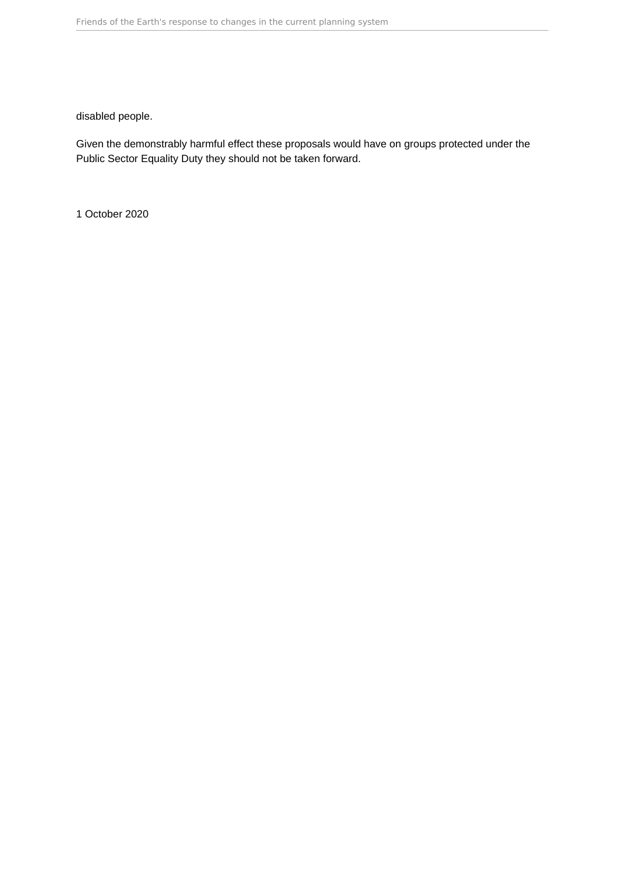disabled people.

Given the demonstrably harmful effect these proposals would have on groups protected under the Public Sector Equality Duty they should not be taken forward.

1 October 2020